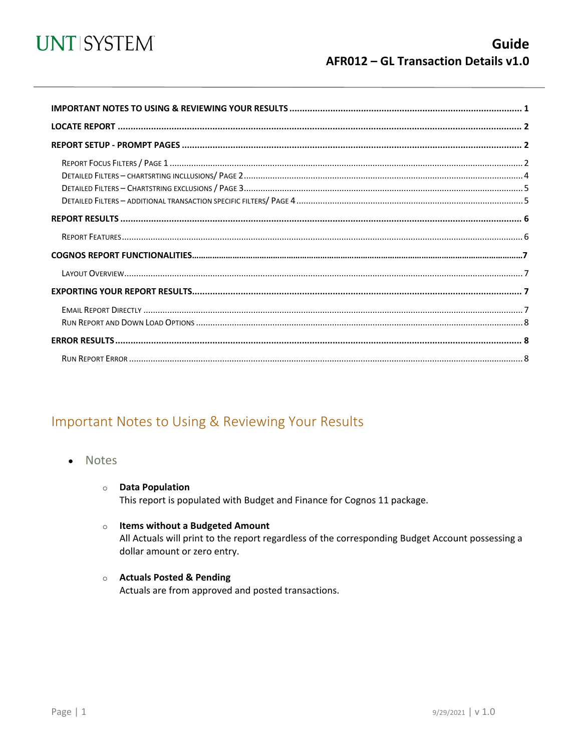# Guide
## AFR012 – GL Transaction Details v1.0

IMPORTANT NOTES TO USING & REVIEWING YOUR RESULTS ............ 1
LOCATE REPORT ............ 2
REPORT SETUP - PROMPT PAGES ............ 2
- Report Focus Filters / Page 1 ............ 2
- Detailed Filters – chartsrting incllusions/ Page 2 ............ 4
- Detailed Filters – Chartstring exclusions / Page 3 ............ 5
- Detailed Filters – additional transaction specific filters/ Page 4 ............ 5

REPORT RESULTS ............ 6
- Report Features ............ 6

COGNOS REPORT FUNCTIONALITIES ............ 7
- Layout Overview ............ 7

EXPORTING YOUR REPORT RESULTS ............ 7
- Email Report Directly ............ 7
- Run Report and Down Load Options ............ 8

ERROR RESULTS ............ 8
- Run Report Error ............ 8

## Important Notes to Using & Reviewing Your Results

- Notes
  - **Data Population**
    This report is populated with Budget and Finance for Cognos 11 package.
  - **Items without a Budgeted Amount**
    All Actuals will print to the report regardless of the corresponding Budget Account possessing a dollar amount or zero entry.
  - **Actuals Posted & Pending**
    Actuals are from approved and posted transactions.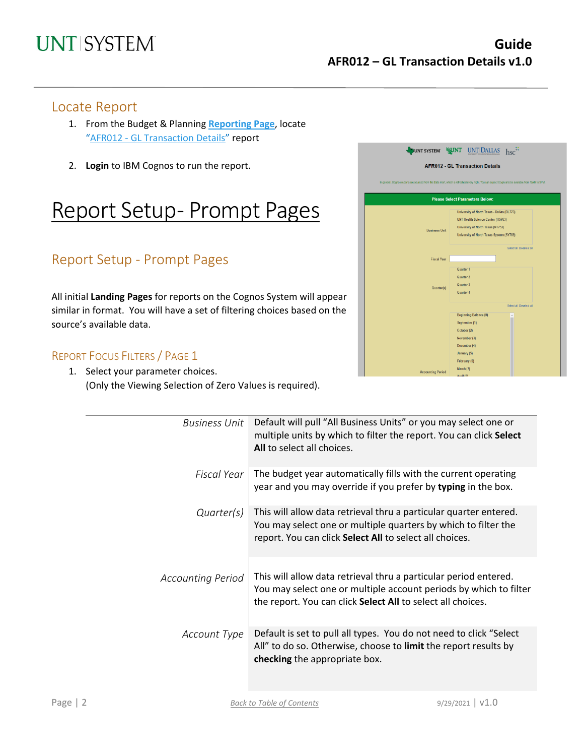## Locate Report

1. From the Budget & Planning **Reporting Page**, locate "AFR012 - GL Transaction Details" report

2. **Login** to IBM Cognos to run the report.

# Report Setup- Prompt Pages

## Report Setup - Prompt Pages

All initial **Landing Pages** for reports on the Cognos System will appear similar in format. You will have a set of filtering choices based on the source's available data.

### Report Focus Filters / Page 1

1. Select your parameter choices.
   (Only the Viewing Selection of Zero Values is required).

| | |
|---|---|
| *Business Unit* | Default will pull "All Business Units" or you may select one or multiple units by which to filter the report. You can click **Select All** to select all choices. |
| *Fiscal Year* | The budget year automatically fills with the current operating year and you may override if you prefer by **typing** in the box. |
| *Quarter(s)* | This will allow data retrieval thru a particular quarter entered. You may select one or multiple quarters by which to filter the report. You can click **Select All** to select all choices. |
| *Accounting Period* | This will allow data retrieval thru a particular period entered. You may select one or multiple account periods by which to filter the report. You can click **Select All** to select all choices. |
| *Account Type* | Default is set to pull all types. You do not need to click "Select All" to do so. Otherwise, choose to **limit** the report results by **checking** the appropriate box. |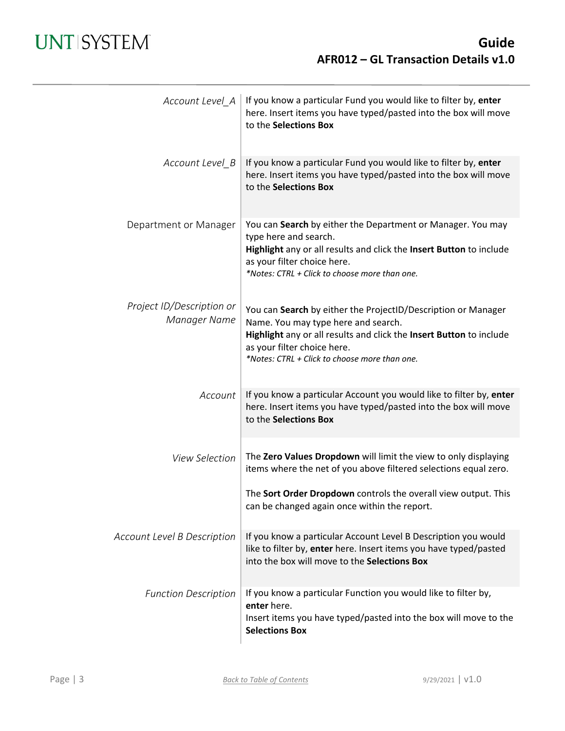| | |
|---|---|
| *Account Level_A* | If you know a particular Fund you would like to filter by, **enter** here. Insert items you have typed/pasted into the box will move to the **Selections Box** |
| *Account Level_B* | If you know a particular Fund you would like to filter by, **enter** here. Insert items you have typed/pasted into the box will move to the **Selections Box** |
| Department or Manager | You can **Search** by either the Department or Manager. You may type here and search.<br>**Highlight** any or all results and click the **Insert Button** to include as your filter choice here.<br>*\*Notes: CTRL + Click to choose more than one.* |
| *Project ID/Description or Manager Name* | You can **Search** by either the ProjectID/Description or Manager Name. You may type here and search.<br>**Highlight** any or all results and click the **Insert Button** to include as your filter choice here.<br>*\*Notes: CTRL + Click to choose more than one.* |
| *Account* | If you know a particular Account you would like to filter by, **enter** here. Insert items you have typed/pasted into the box will move to the **Selections Box** |
| *View Selection* | The **Zero Values Dropdown** will limit the view to only displaying items where the net of you above filtered selections equal zero.<br><br>The **Sort Order Dropdown** controls the overall view output. This can be changed again once within the report. |
| *Account Level B Description* | If you know a particular Account Level B Description you would like to filter by, **enter** here. Insert items you have typed/pasted into the box will move to the **Selections Box** |
| *Function Description* | If you know a particular Function you would like to filter by, **enter** here.<br>Insert items you have typed/pasted into the box will move to the **Selections Box** |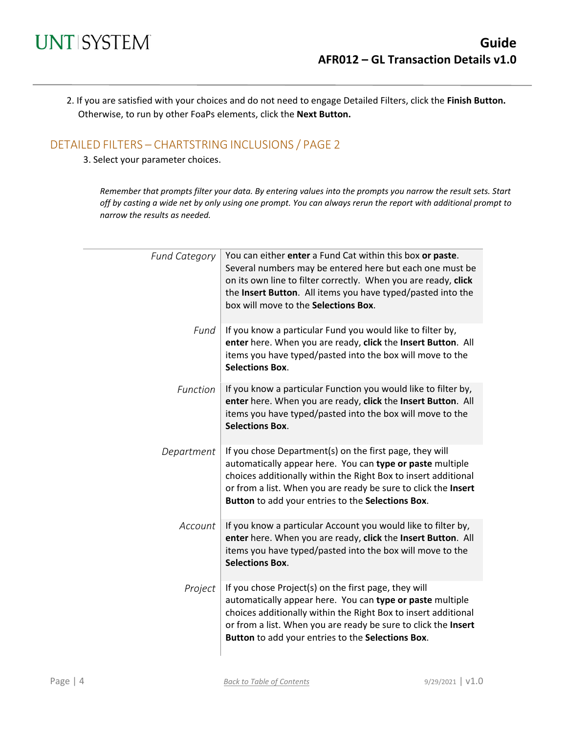2. If you are satisfied with your choices and do not need to engage Detailed Filters, click the **Finish Button.** Otherwise, to run by other FoaPs elements, click the **Next Button.**

## DETAILED FILTERS – CHARTSTRING INCLUSIONS / PAGE 2

3. Select your parameter choices.

*Remember that prompts filter your data. By entering values into the prompts you narrow the result sets. Start off by casting a wide net by only using one prompt. You can always rerun the report with additional prompt to narrow the results as needed.*

| | |
|---|---|
| *Fund Category* | You can either **enter** a Fund Cat within this box **or paste**. Several numbers may be entered here but each one must be on its own line to filter correctly. When you are ready, **click** the **Insert Button**. All items you have typed/pasted into the box will move to the **Selections Box**. |
| *Fund* | If you know a particular Fund you would like to filter by, **enter** here. When you are ready, **click** the **Insert Button**. All items you have typed/pasted into the box will move to the **Selections Box**. |
| *Function* | If you know a particular Function you would like to filter by, **enter** here. When you are ready, **click** the **Insert Button**. All items you have typed/pasted into the box will move to the **Selections Box**. |
| *Department* | If you chose Department(s) on the first page, they will automatically appear here. You can **type or paste** multiple choices additionally within the Right Box to insert additional or from a list. When you are ready be sure to click the **Insert Button** to add your entries to the **Selections Box**. |
| *Account* | If you know a particular Account you would like to filter by, **enter** here. When you are ready, **click** the **Insert Button**. All items you have typed/pasted into the box will move to the **Selections Box**. |
| *Project* | If you chose Project(s) on the first page, they will automatically appear here. You can **type or paste** multiple choices additionally within the Right Box to insert additional or from a list. When you are ready be sure to click the **Insert Button** to add your entries to the **Selections Box**. |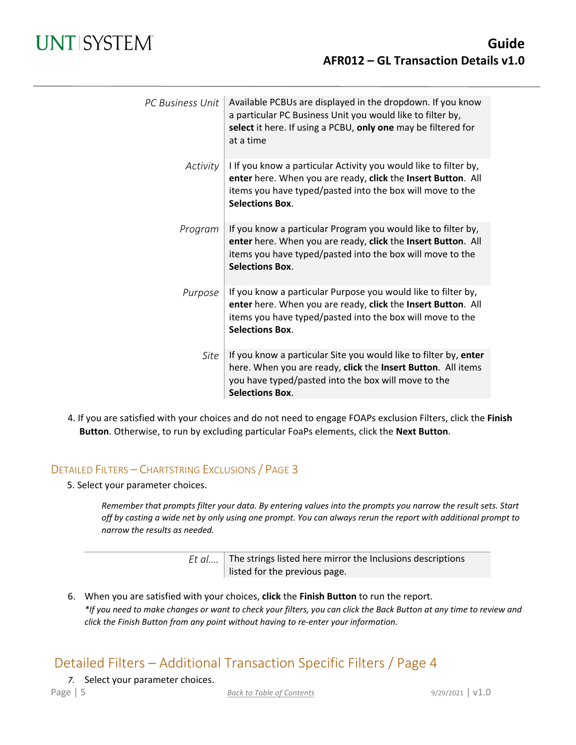| | |
|---|---|
| *PC Business Unit* | Available PCBUs are displayed in the dropdown. If you know a particular PC Business Unit you would like to filter by, **select** it here. If using a PCBU, **only one** may be filtered for at a time |
| *Activity* | I If you know a particular Activity you would like to filter by, **enter** here. When you are ready, **click** the **Insert Button**. All items you have typed/pasted into the box will move to the **Selections Box**. |
| *Program* | If you know a particular Program you would like to filter by, **enter** here. When you are ready, **click** the **Insert Button**. All items you have typed/pasted into the box will move to the **Selections Box**. |
| *Purpose* | If you know a particular Purpose you would like to filter by, **enter** here. When you are ready, **click** the **Insert Button**. All items you have typed/pasted into the box will move to the **Selections Box**. |
| *Site* | If you know a particular Site you would like to filter by, **enter** here. When you are ready, **click** the **Insert Button**. All items you have typed/pasted into the box will move to the **Selections Box**. |

4. If you are satisfied with your choices and do not need to engage FOAPs exclusion Filters, click the **Finish Button**. Otherwise, to run by excluding particular FoaPs elements, click the **Next Button**.

### Detailed Filters – Chartstring Exclusions / Page 3

5. Select your parameter choices.

*Remember that prompts filter your data. By entering values into the prompts you narrow the result sets. Start off by casting a wide net by only using one prompt. You can always rerun the report with additional prompt to narrow the results as needed.*

| | |
|---|---|
| *Et al….* | The strings listed here mirror the Inclusions descriptions listed for the previous page. |

6. When you are satisfied with your choices, **click** the **Finish Button** to run the report.
*\*If you need to make changes or want to check your filters, you can click the Back Button at any time to review and click the Finish Button from any point without having to re-enter your information.*

## Detailed Filters – Additional Transaction Specific Filters / Page 4

7. Select your parameter choices.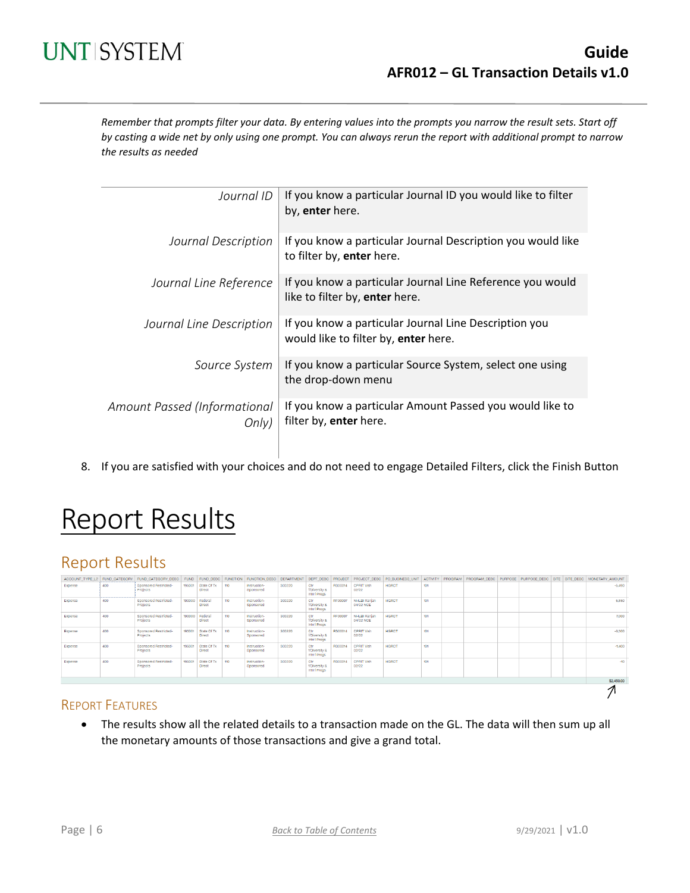*Remember that prompts filter your data. By entering values into the prompts you narrow the result sets. Start off by casting a wide net by only using one prompt. You can always rerun the report with additional prompt to narrow the results as needed*

| | |
|---|---|
| *Journal ID* | If you know a particular Journal ID you would like to filter by, **enter** here. |
| *Journal Description* | If you know a particular Journal Description you would like to filter by, **enter** here. |
| *Journal Line Reference* | If you know a particular Journal Line Reference you would like to filter by, **enter** here. |
| *Journal Line Description* | If you know a particular Journal Line Description you would like to filter by, **enter** here. |
| *Source System* | If you know a particular Source System, select one using the drop-down menu |
| *Amount Passed (Informational Only)* | If you know a particular Amount Passed you would like to filter by, **enter** here. |

8. If you are satisfied with your choices and do not need to engage Detailed Filters, click the Finish Button

# Report Results

## Report Results

| ACCOUNT_TYPE_LS | FUND_CATEGORY | FUND_CATEGORY_DESC | FUND | FUND_DESC | FUNCTION | FUNCTION_DESC | DEPARTMENT | DEPT_DESC | PROJECT | PROJECT_DESC | PC_BUSINESS_UNIT | ACTIVITY | PROGRAM | PROGRAM_DESC | PURPOSE | PURPOSE_DESC | SITE | SITE_DESC | MONETARY_AMOUNT |
|---|---|---|---|---|---|---|---|---|---|---|---|---|---|---|---|---|---|---|---|
| Expense | 400 | Sponsored Restricted-Projects | 195001 | State Of Tx Direct | 110 | Instruction-Sponsored | 300220 | Ctr f/Diversity & Intnl Progs | RS00014 | CPRIT Vish 02/22 | HGRCT | 101 | | | | | | | -5,490 |
| Expense | 400 | Sponsored Restricted-Projects | 190000 | Federal Direct | 110 | Instruction-Sponsored | 300220 | Ctr f/Diversity & Intnl Progs | RF00007 | NHLBI Ranjan 04/22 NCE | HGRCT | 101 | | | | | | | 5,850 |
| Expense | 400 | Sponsored Restricted-Projects | 190000 | Federal Direct | 110 | Instruction-Sponsored | 300220 | Ctr f/Diversity & Intnl Progs | RF00007 | NHLBI Ranjan 04/22 NCE | HGRCT | 101 | | | | | | | 7,000 |
| Expense | 400 | Sponsored Restricted-Projects | 195001 | State Of Tx Direct | 110 | Instruction-Sponsored | 300220 | Ctr f/Diversity & Intnl Progs | RS00014 | CPRIT Vish 02/22 | HGRCT | 101 | | | | | | | -3,500 |
| Expense | 400 | Sponsored Restricted-Projects | 195001 | State Of Tx Direct | 110 | Instruction-Sponsored | 300220 | Ctr f/Diversity & Intnl Progs | RS00014 | CPRIT Vish 02/22 | HGRCT | 101 | | | | | | | -1,400 |
| Expense | 400 | Sponsored Restricted-Projects | 195001 | State Of Tx Direct | 110 | Instruction-Sponsored | 300220 | Ctr f/Diversity & Intnl Progs | RS00014 | CPRIT Vish 02/22 | HGRCT | 101 | | | | | | | -10 |
| | | | | | | | | | | | | | | | | | | | $2,450.00 |

### Report Features

- The results show all the related details to a transaction made on the GL. The data will then sum up all the monetary amounts of those transactions and give a grand total.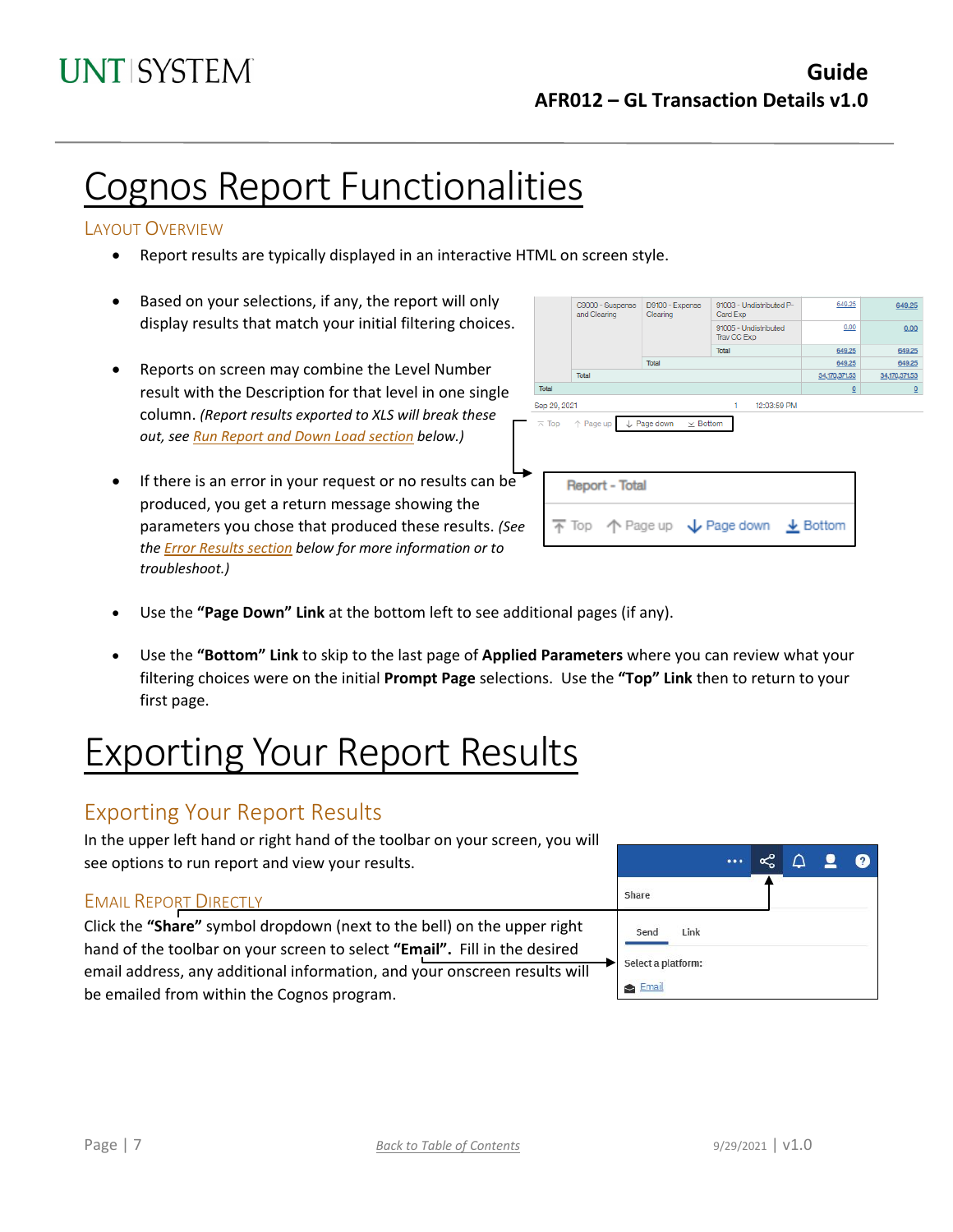# Cognos Report Functionalities

### Layout Overview

- Report results are typically displayed in an interactive HTML on screen style.
- Based on your selections, if any, the report will only display results that match your initial filtering choices.
- Reports on screen may combine the Level Number result with the Description for that level in one single column. *(Report results exported to XLS will break these out, see Run Report and Down Load section below.)*
- If there is an error in your request or no results can be produced, you get a return message showing the parameters you chose that produced these results. *(See the Error Results section below for more information or to troubleshoot.)*
- Use the **"Page Down" Link** at the bottom left to see additional pages (if any).
- Use the **"Bottom" Link** to skip to the last page of **Applied Parameters** where you can review what your filtering choices were on the initial **Prompt Page** selections. Use the **"Top" Link** then to return to your first page.

# Exporting Your Report Results

## Exporting Your Report Results

In the upper left hand or right hand of the toolbar on your screen, you will see options to run report and view your results.

### Email Report Directly

Click the **"Share"** symbol dropdown (next to the bell) on the upper right hand of the toolbar on your screen to select **"Email".** Fill in the desired email address, any additional information, and your onscreen results will be emailed from within the Cognos program.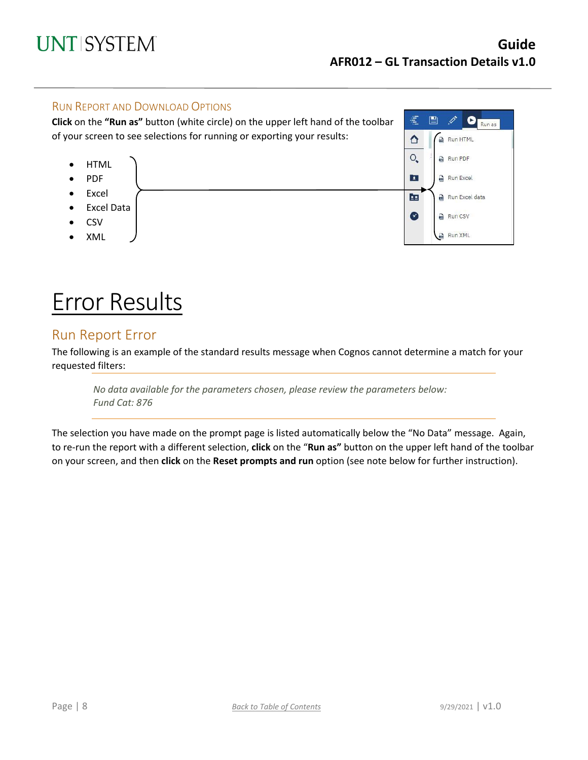## Run Report and Download Options

**Click** on the **"Run as"** button (white circle) on the upper left hand of the toolbar of your screen to see selections for running or exporting your results:

- HTML
- PDF
- Excel
- Excel Data
- CSV
- XML

# Error Results

## Run Report Error

The following is an example of the standard results message when Cognos cannot determine a match for your requested filters:

> *No data available for the parameters chosen, please review the parameters below:*
> *Fund Cat: 876*

The selection you have made on the prompt page is listed automatically below the "No Data" message. Again, to re-run the report with a different selection, **click** on the "**Run as"** button on the upper left hand of the toolbar on your screen, and then **click** on the **Reset prompts and run** option (see note below for further instruction).